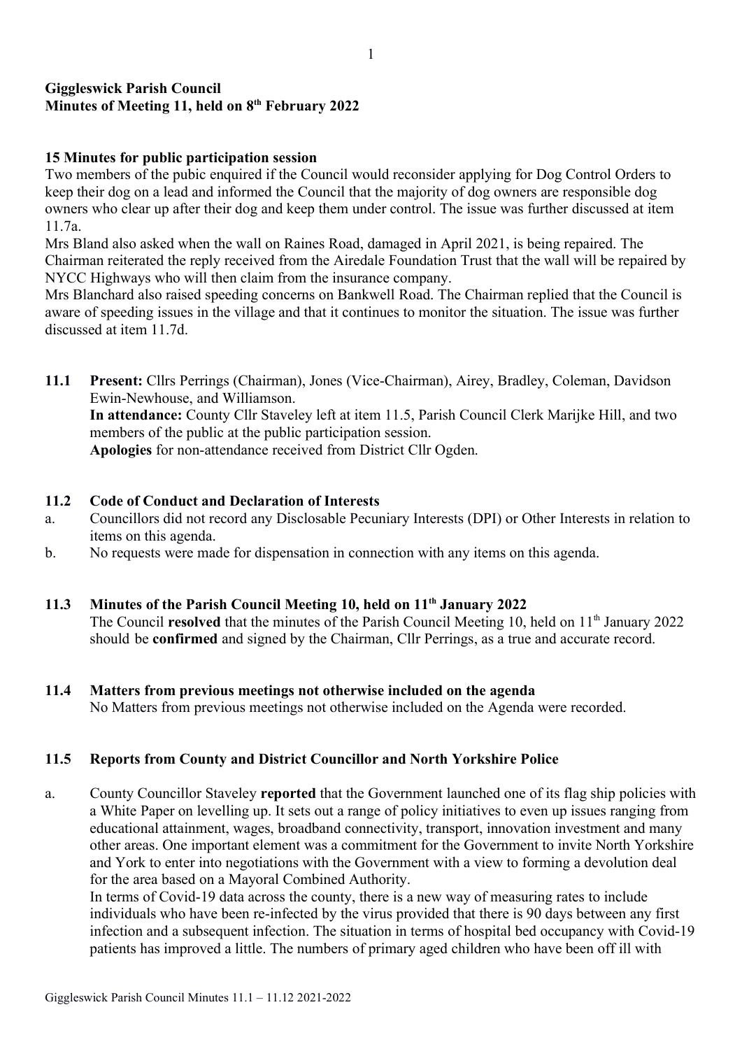**Giggleswick Parish Council**
**Minutes of Meeting 11, held on 8th February 2022**

**15 Minutes for public participation session**

Two members of the pubic enquired if the Council would reconsider applying for Dog Control Orders to keep their dog on a lead and informed the Council that the majority of dog owners are responsible dog owners who clear up after their dog and keep them under control. The issue was further discussed at item 11.7a.

Mrs Bland also asked when the wall on Raines Road, damaged in April 2021, is being repaired. The Chairman reiterated the reply received from the Airedale Foundation Trust that the wall will be repaired by NYCC Highways who will then claim from the insurance company.

Mrs Blanchard also raised speeding concerns on Bankwell Road. The Chairman replied that the Council is aware of speeding issues in the village and that it continues to monitor the situation. The issue was further discussed at item 11.7d.

**11.1 Present:** Cllrs Perrings (Chairman), Jones (Vice-Chairman), Airey, Bradley, Coleman, Davidson Ewin-Newhouse, and Williamson.
**In attendance:** County Cllr Staveley left at item 11.5, Parish Council Clerk Marijke Hill, and two members of the public at the public participation session.
**Apologies** for non-attendance received from District Cllr Ogden.

**11.2 Code of Conduct and Declaration of Interests**

a. Councillors did not record any Disclosable Pecuniary Interests (DPI) or Other Interests in relation to items on this agenda.
b. No requests were made for dispensation in connection with any items on this agenda.

**11.3 Minutes of the Parish Council Meeting 10, held on 11th January 2022**

The Council **resolved** that the minutes of the Parish Council Meeting 10, held on 11th January 2022 should be **confirmed** and signed by the Chairman, Cllr Perrings, as a true and accurate record.

**11.4 Matters from previous meetings not otherwise included on the agenda**

No Matters from previous meetings not otherwise included on the Agenda were recorded.

**11.5 Reports from County and District Councillor and North Yorkshire Police**

a. County Councillor Staveley **reported** that the Government launched one of its flag ship policies with a White Paper on levelling up. It sets out a range of policy initiatives to even up issues ranging from educational attainment, wages, broadband connectivity, transport, innovation investment and many other areas. One important element was a commitment for the Government to invite North Yorkshire and York to enter into negotiations with the Government with a view to forming a devolution deal for the area based on a Mayoral Combined Authority.
In terms of Covid-19 data across the county, there is a new way of measuring rates to include individuals who have been re-infected by the virus provided that there is 90 days between any first infection and a subsequent infection. The situation in terms of hospital bed occupancy with Covid-19 patients has improved a little. The numbers of primary aged children who have been off ill with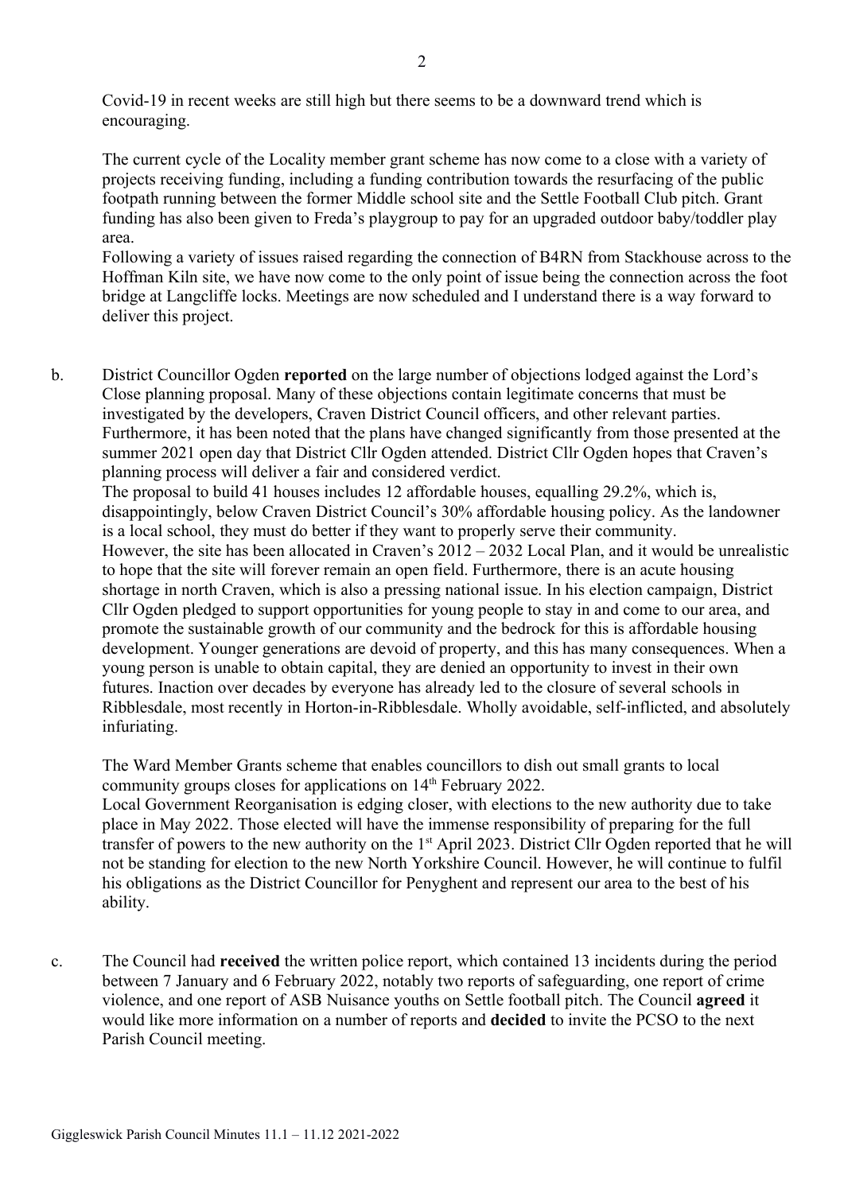Covid-19 in recent weeks are still high but there seems to be a downward trend which is encouraging.

The current cycle of the Locality member grant scheme has now come to a close with a variety of projects receiving funding, including a funding contribution towards the resurfacing of the public footpath running between the former Middle school site and the Settle Football Club pitch. Grant funding has also been given to Freda's playgroup to pay for an upgraded outdoor baby/toddler play area.

Following a variety of issues raised regarding the connection of B4RN from Stackhouse across to the Hoffman Kiln site, we have now come to the only point of issue being the connection across the foot bridge at Langcliffe locks. Meetings are now scheduled and I understand there is a way forward to deliver this project.

b. District Councillor Ogden **reported** on the large number of objections lodged against the Lord's Close planning proposal. Many of these objections contain legitimate concerns that must be investigated by the developers, Craven District Council officers, and other relevant parties. Furthermore, it has been noted that the plans have changed significantly from those presented at the summer 2021 open day that District Cllr Ogden attended. District Cllr Ogden hopes that Craven's planning process will deliver a fair and considered verdict.

The proposal to build 41 houses includes 12 affordable houses, equalling 29.2%, which is, disappointingly, below Craven District Council's 30% affordable housing policy. As the landowner is a local school, they must do better if they want to properly serve their community.

However, the site has been allocated in Craven's 2012 – 2032 Local Plan, and it would be unrealistic to hope that the site will forever remain an open field. Furthermore, there is an acute housing shortage in north Craven, which is also a pressing national issue. In his election campaign, District Cllr Ogden pledged to support opportunities for young people to stay in and come to our area, and promote the sustainable growth of our community and the bedrock for this is affordable housing development. Younger generations are devoid of property, and this has many consequences. When a young person is unable to obtain capital, they are denied an opportunity to invest in their own futures. Inaction over decades by everyone has already led to the closure of several schools in Ribblesdale, most recently in Horton-in-Ribblesdale. Wholly avoidable, self-inflicted, and absolutely infuriating.

The Ward Member Grants scheme that enables councillors to dish out small grants to local community groups closes for applications on 14th February 2022.

Local Government Reorganisation is edging closer, with elections to the new authority due to take place in May 2022. Those elected will have the immense responsibility of preparing for the full transfer of powers to the new authority on the 1st April 2023. District Cllr Ogden reported that he will not be standing for election to the new North Yorkshire Council. However, he will continue to fulfil his obligations as the District Councillor for Penyghent and represent our area to the best of his ability.

c. The Council had **received** the written police report, which contained 13 incidents during the period between 7 January and 6 February 2022, notably two reports of safeguarding, one report of crime violence, and one report of ASB Nuisance youths on Settle football pitch. The Council **agreed** it would like more information on a number of reports and **decided** to invite the PCSO to the next Parish Council meeting.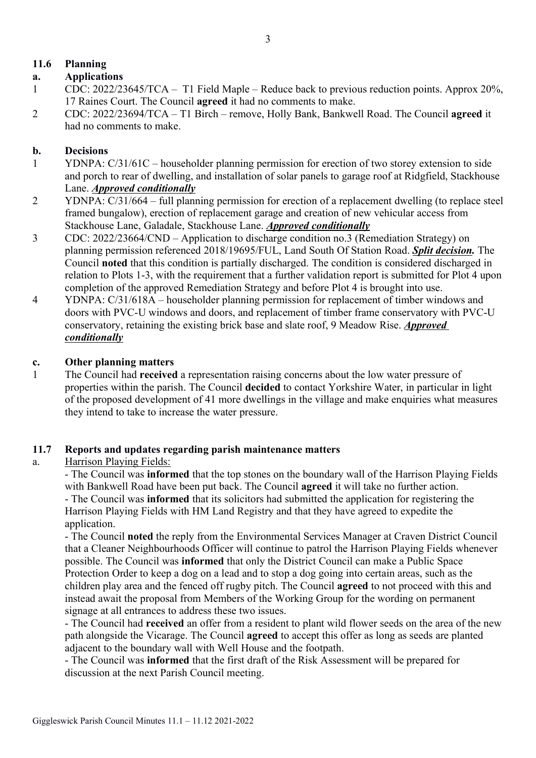## 11.6 Planning

### a. Applications

1. CDC: 2022/23645/TCA – T1 Field Maple – Reduce back to previous reduction points. Approx 20%, 17 Raines Court. The Council **agreed** it had no comments to make.
2. CDC: 2022/23694/TCA – T1 Birch – remove, Holly Bank, Bankwell Road. The Council **agreed** it had no comments to make.

### b. Decisions

1. YDNPA: C/31/61C – householder planning permission for erection of two storey extension to side and porch to rear of dwelling, and installation of solar panels to garage roof at Ridgfield, Stackhouse Lane. ***Approved conditionally***
2. YDNPA: C/31/664 – full planning permission for erection of a replacement dwelling (to replace steel framed bungalow), erection of replacement garage and creation of new vehicular access from Stackhouse Lane, Galadale, Stackhouse Lane. ***Approved conditionally***
3. CDC: 2022/23664/CND – Application to discharge condition no.3 (Remediation Strategy) on planning permission referenced 2018/19695/FUL, Land South Of Station Road. ***Split decision.*** The Council **noted** that this condition is partially discharged. The condition is considered discharged in relation to Plots 1-3, with the requirement that a further validation report is submitted for Plot 4 upon completion of the approved Remediation Strategy and before Plot 4 is brought into use.
4. YDNPA: C/31/618A – householder planning permission for replacement of timber windows and doors with PVC-U windows and doors, and replacement of timber frame conservatory with PVC-U conservatory, retaining the existing brick base and slate roof, 9 Meadow Rise. ***Approved conditionally***

### c. Other planning matters

1. The Council had **received** a representation raising concerns about the low water pressure of properties within the parish. The Council **decided** to contact Yorkshire Water, in particular in light of the proposed development of 41 more dwellings in the village and make enquiries what measures they intend to take to increase the water pressure.

## 11.7 Reports and updates regarding parish maintenance matters

a. Harrison Playing Fields:

- The Council was **informed** that the top stones on the boundary wall of the Harrison Playing Fields with Bankwell Road have been put back. The Council **agreed** it will take no further action.
- The Council was **informed** that its solicitors had submitted the application for registering the Harrison Playing Fields with HM Land Registry and that they have agreed to expedite the application.
- The Council **noted** the reply from the Environmental Services Manager at Craven District Council that a Cleaner Neighbourhoods Officer will continue to patrol the Harrison Playing Fields whenever possible. The Council was **informed** that only the District Council can make a Public Space Protection Order to keep a dog on a lead and to stop a dog going into certain areas, such as the children play area and the fenced off rugby pitch. The Council **agreed** to not proceed with this and instead await the proposal from Members of the Working Group for the wording on permanent signage at all entrances to address these two issues.
- The Council had **received** an offer from a resident to plant wild flower seeds on the area of the new path alongside the Vicarage. The Council **agreed** to accept this offer as long as seeds are planted adjacent to the boundary wall with Well House and the footpath.
- The Council was **informed** that the first draft of the Risk Assessment will be prepared for discussion at the next Parish Council meeting.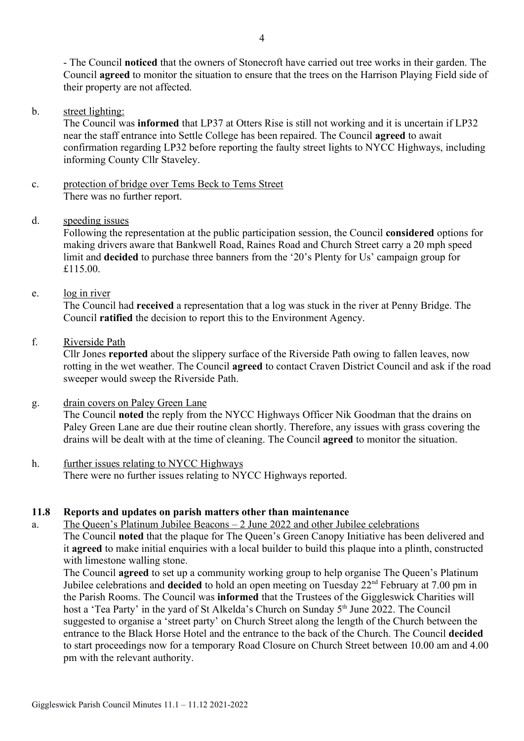- The Council **noticed** that the owners of Stonecroft have carried out tree works in their garden. The Council **agreed** to monitor the situation to ensure that the trees on the Harrison Playing Field side of their property are not affected.

b. street lighting:
The Council was **informed** that LP37 at Otters Rise is still not working and it is uncertain if LP32 near the staff entrance into Settle College has been repaired. The Council **agreed** to await confirmation regarding LP32 before reporting the faulty street lights to NYCC Highways, including informing County Cllr Staveley.

c. protection of bridge over Tems Beck to Tems Street
There was no further report.

d. speeding issues
Following the representation at the public participation session, the Council **considered** options for making drivers aware that Bankwell Road, Raines Road and Church Street carry a 20 mph speed limit and **decided** to purchase three banners from the '20's Plenty for Us' campaign group for £115.00.

e. log in river
The Council had **received** a representation that a log was stuck in the river at Penny Bridge. The Council **ratified** the decision to report this to the Environment Agency.

f. Riverside Path
Cllr Jones **reported** about the slippery surface of the Riverside Path owing to fallen leaves, now rotting in the wet weather. The Council **agreed** to contact Craven District Council and ask if the road sweeper would sweep the Riverside Path.

g. drain covers on Paley Green Lane
The Council **noted** the reply from the NYCC Highways Officer Nik Goodman that the drains on Paley Green Lane are due their routine clean shortly. Therefore, any issues with grass covering the drains will be dealt with at the time of cleaning. The Council **agreed** to monitor the situation.

h. further issues relating to NYCC Highways
There were no further issues relating to NYCC Highways reported.

### 11.8 Reports and updates on parish matters other than maintenance

a. The Queen's Platinum Jubilee Beacons – 2 June 2022 and other Jubilee celebrations
The Council **noted** that the plaque for The Queen's Green Canopy Initiative has been delivered and it **agreed** to make initial enquiries with a local builder to build this plaque into a plinth, constructed with limestone walling stone.
The Council **agreed** to set up a community working group to help organise The Queen's Platinum Jubilee celebrations and **decided** to hold an open meeting on Tuesday 22nd February at 7.00 pm in the Parish Rooms. The Council was **informed** that the Trustees of the Giggleswick Charities will host a 'Tea Party' in the yard of St Alkelda's Church on Sunday 5th June 2022. The Council suggested to organise a 'street party' on Church Street along the length of the Church between the entrance to the Black Horse Hotel and the entrance to the back of the Church. The Council **decided** to start proceedings now for a temporary Road Closure on Church Street between 10.00 am and 4.00 pm with the relevant authority.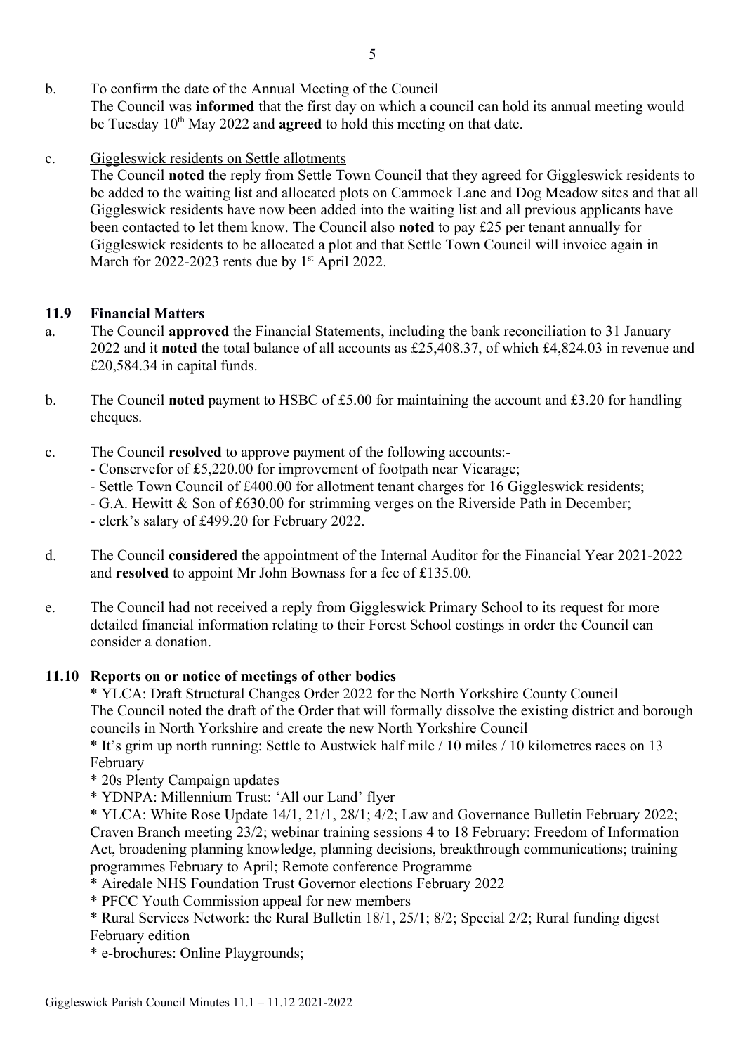b. <u>To confirm the date of the Annual Meeting of the Council</u>
The Council was **informed** that the first day on which a council can hold its annual meeting would be Tuesday 10th May 2022 and **agreed** to hold this meeting on that date.

c. <u>Giggleswick residents on Settle allotments</u>
The Council **noted** the reply from Settle Town Council that they agreed for Giggleswick residents to be added to the waiting list and allocated plots on Cammock Lane and Dog Meadow sites and that all Giggleswick residents have now been added into the waiting list and all previous applicants have been contacted to let them know. The Council also **noted** to pay £25 per tenant annually for Giggleswick residents to be allocated a plot and that Settle Town Council will invoice again in March for 2022-2023 rents due by 1st April 2022.

### 11.9 Financial Matters

a. The Council **approved** the Financial Statements, including the bank reconciliation to 31 January 2022 and it **noted** the total balance of all accounts as £25,408.37, of which £4,824.03 in revenue and £20,584.34 in capital funds.

b. The Council **noted** payment to HSBC of £5.00 for maintaining the account and £3.20 for handling cheques.

c. The Council **resolved** to approve payment of the following accounts:-
- Conservefor of £5,220.00 for improvement of footpath near Vicarage;
- Settle Town Council of £400.00 for allotment tenant charges for 16 Giggleswick residents;
- G.A. Hewitt & Son of £630.00 for strimming verges on the Riverside Path in December;
- clerk's salary of £499.20 for February 2022.

d. The Council **considered** the appointment of the Internal Auditor for the Financial Year 2021-2022 and **resolved** to appoint Mr John Bownass for a fee of £135.00.

e. The Council had not received a reply from Giggleswick Primary School to its request for more detailed financial information relating to their Forest School costings in order the Council can consider a donation.

### 11.10 Reports on or notice of meetings of other bodies

* YLCA: Draft Structural Changes Order 2022 for the North Yorkshire County Council
The Council noted the draft of the Order that will formally dissolve the existing district and borough councils in North Yorkshire and create the new North Yorkshire Council
* It's grim up north running: Settle to Austwick half mile / 10 miles / 10 kilometres races on 13 February
* 20s Plenty Campaign updates
* YDNPA: Millennium Trust: 'All our Land' flyer
* YLCA: White Rose Update 14/1, 21/1, 28/1; 4/2; Law and Governance Bulletin February 2022; Craven Branch meeting 23/2; webinar training sessions 4 to 18 February: Freedom of Information Act, broadening planning knowledge, planning decisions, breakthrough communications; training programmes February to April; Remote conference Programme
* Airedale NHS Foundation Trust Governor elections February 2022
* PFCC Youth Commission appeal for new members
* Rural Services Network: the Rural Bulletin 18/1, 25/1; 8/2; Special 2/2; Rural funding digest February edition
* e-brochures: Online Playgrounds;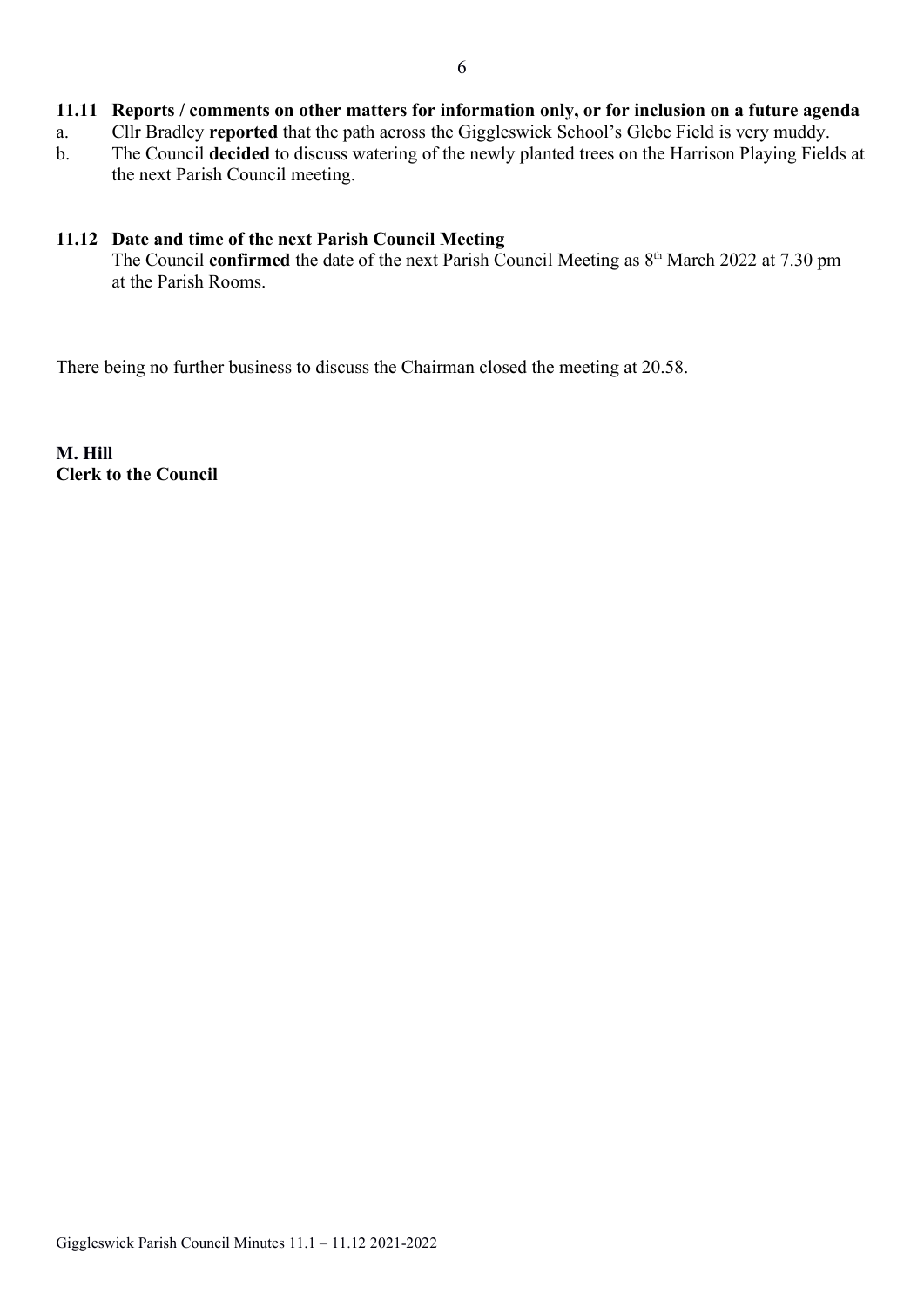### 11.11 Reports / comments on other matters for information only, or for inclusion on a future agenda

a. Cllr Bradley **reported** that the path across the Giggleswick School's Glebe Field is very muddy.

b. The Council **decided** to discuss watering of the newly planted trees on the Harrison Playing Fields at the next Parish Council meeting.

### 11.12 Date and time of the next Parish Council Meeting

The Council **confirmed** the date of the next Parish Council Meeting as 8th March 2022 at 7.30 pm at the Parish Rooms.

There being no further business to discuss the Chairman closed the meeting at 20.58.

**M. Hill**
**Clerk to the Council**